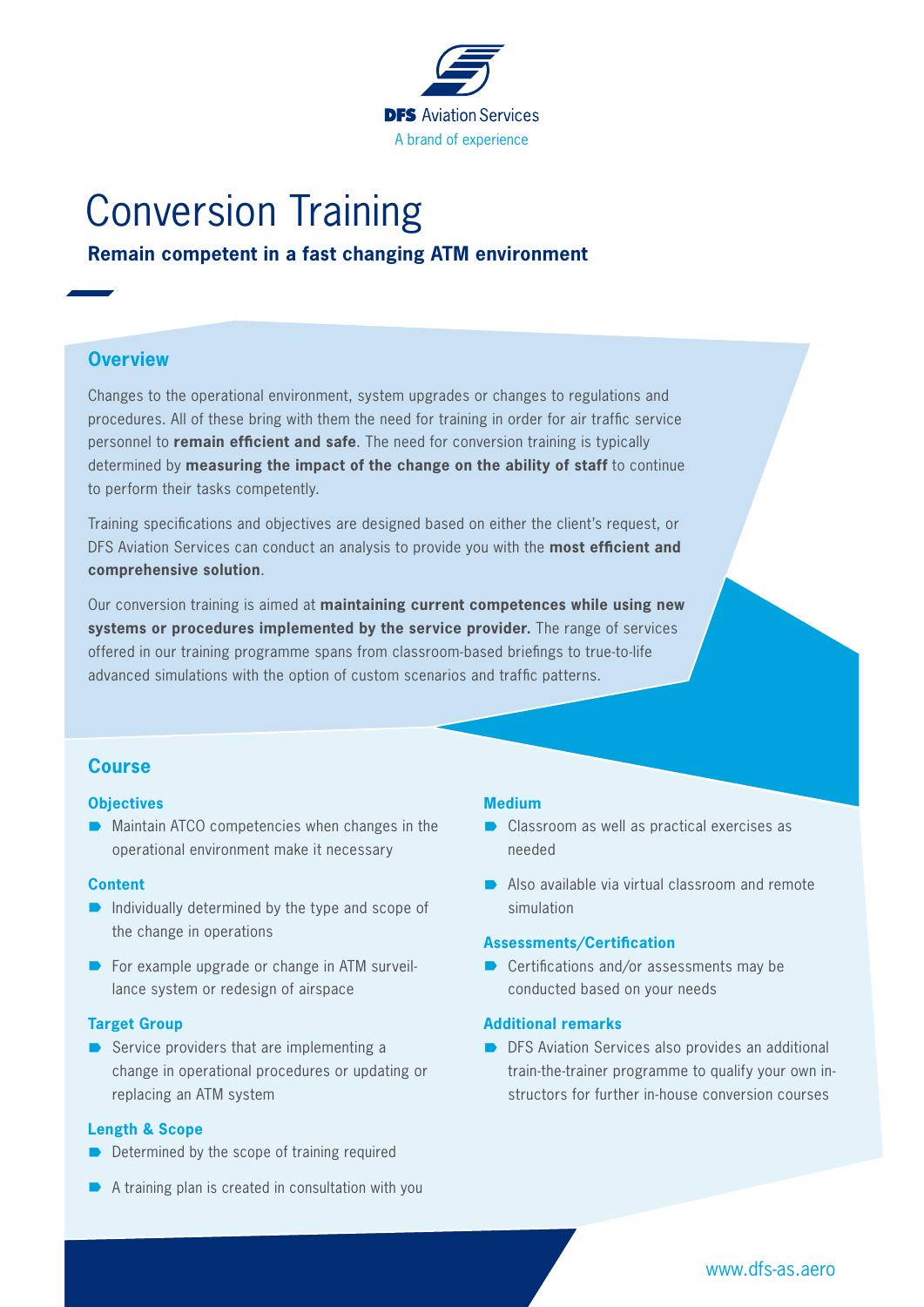DFS Aviation Services

A brand of experience

# Conversion Training

**Remain competent in a fast changing ATM environment**

## Overview

Changes to the operational environment, system upgrades or changes to regulations and procedures. All of these bring with them the need for training in order for air traffic service personnel to **remain efficient and safe**. The need for conversion training is typically determined by **measuring the impact of the change on the ability of staff** to continue to perform their tasks competently.

Training specifications and objectives are designed based on either the client's request, or DFS Aviation Services can conduct an analysis to provide you with the **most efficient and comprehensive solution**.

Our conversion training is aimed at **maintaining current competences while using new systems or procedures implemented by the service provider.** The range of services offered in our training programme spans from classroom-based briefings to true-to-life advanced simulations with the option of custom scenarios and traffic patterns.

## Course

### Objectives

- Maintain ATCO competencies when changes in the operational environment make it necessary

### Content

- Individually determined by the type and scope of the change in operations
- For example upgrade or change in ATM surveillance system or redesign of airspace

### Target Group

- Service providers that are implementing a change in operational procedures or updating or replacing an ATM system

### Length & Scope

- Determined by the scope of training required
- A training plan is created in consultation with you

### Medium

- Classroom as well as practical exercises as needed
- Also available via virtual classroom and remote simulation

### Assessments/Certification

- Certifications and/or assessments may be conducted based on your needs

### Additional remarks

- DFS Aviation Services also provides an additional train-the-trainer programme to qualify your own instructors for further in-house conversion courses

www.dfs-as.aero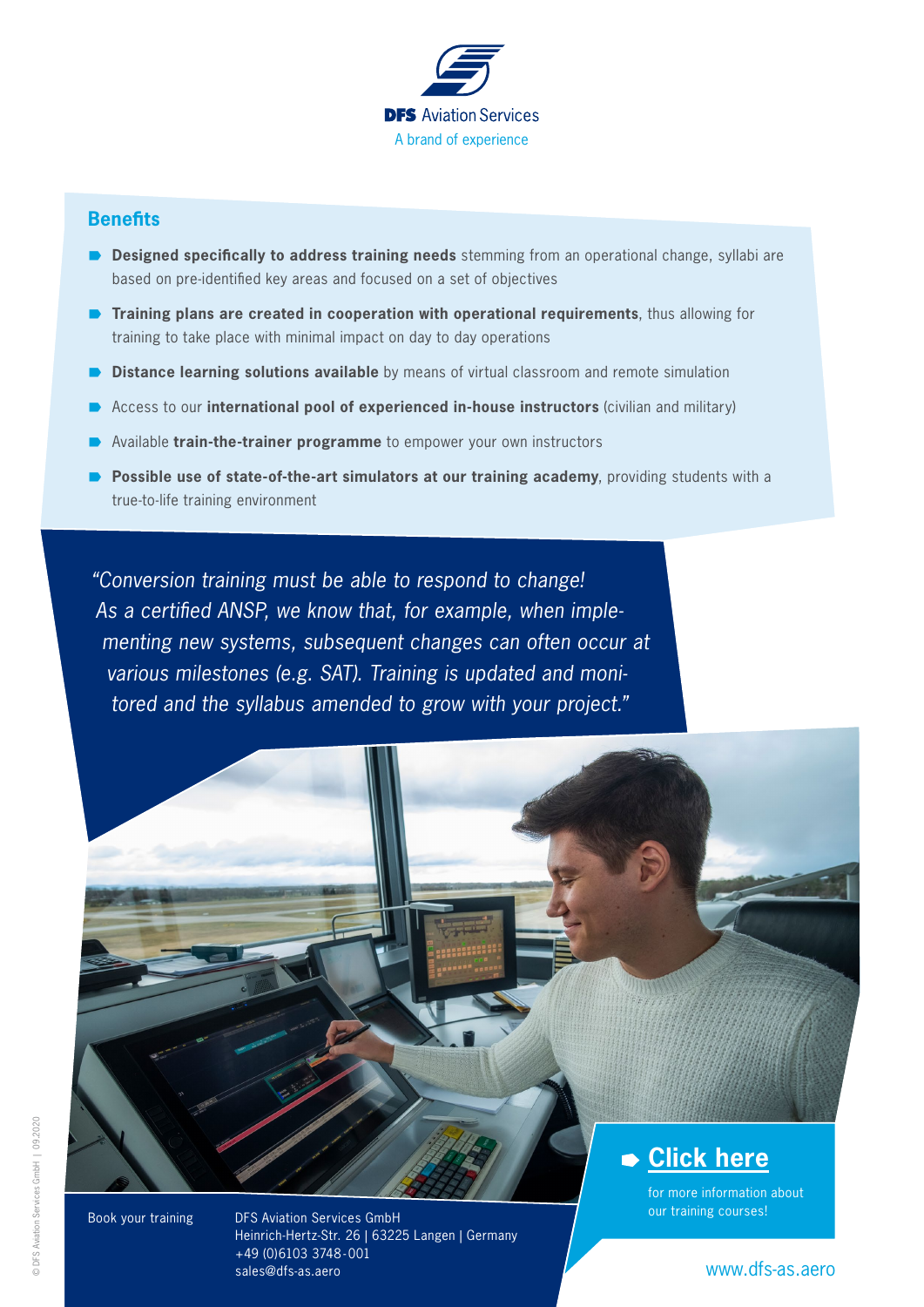DFS Aviation Services

A brand of experience

## Benefits

- **Designed specifically to address training needs** stemming from an operational change, syllabi are based on pre-identified key areas and focused on a set of objectives
- **Training plans are created in cooperation with operational requirements**, thus allowing for training to take place with minimal impact on day to day operations
- **Distance learning solutions available** by means of virtual classroom and remote simulation
- Access to our **international pool of experienced in-house instructors** (civilian and military)
- Available **train-the-trainer programme** to empower your own instructors
- **Possible use of state-of-the-art simulators at our training academy**, providing students with a true-to-life training environment

*"Conversion training must be able to respond to change! As a certified ANSP, we know that, for example, when implementing new systems, subsequent changes can often occur at various milestones (e.g. SAT). Training is updated and monitored and the syllabus amended to grow with your project."*

**Click here**

for more information about our training courses!

Book your training

DFS Aviation Services GmbH
Heinrich-Hertz-Str. 26 | 63225 Langen | Germany
+49 (0)6103 3748-001
sales@dfs-as.aero

www.dfs-as.aero

© DFS Aviation Services GmbH | 09.2020